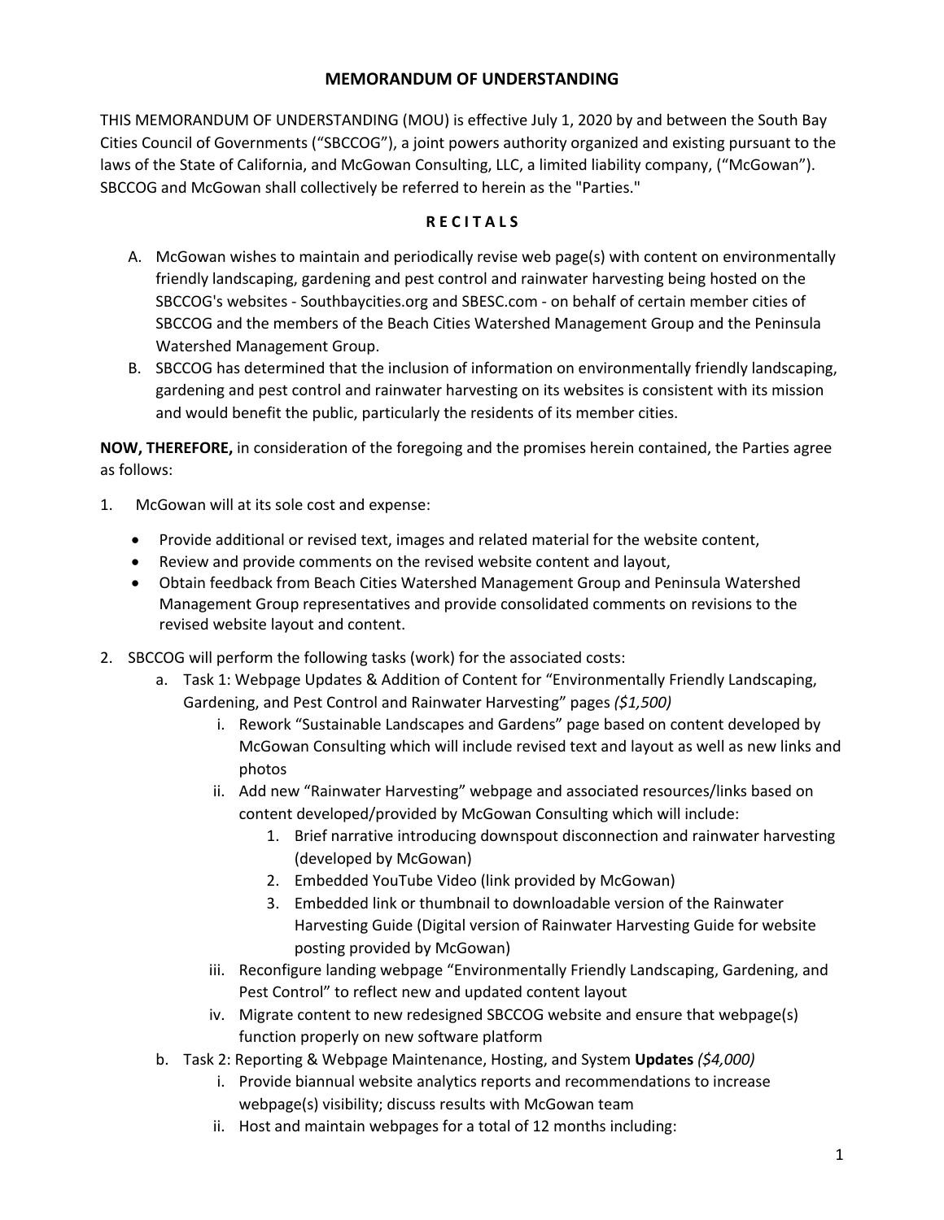# MEMORANDUM OF UNDERSTANDING

THIS MEMORANDUM OF UNDERSTANDING (MOU) is effective July 1, 2020 by and between the South Bay Cities Council of Governments ("SBCCOG"), a joint powers authority organized and existing pursuant to the laws of the State of California, and McGowan Consulting, LLC, a limited liability company, ("McGowan"). SBCCOG and McGowan shall collectively be referred to herein as the "Parties."

## R E C I T A L S

A. McGowan wishes to maintain and periodically revise web page(s) with content on environmentally friendly landscaping, gardening and pest control and rainwater harvesting being hosted on the SBCCOG's websites - Southbaycities.org and SBESC.com - on behalf of certain member cities of SBCCOG and the members of the Beach Cities Watershed Management Group and the Peninsula Watershed Management Group.

B. SBCCOG has determined that the inclusion of information on environmentally friendly landscaping, gardening and pest control and rainwater harvesting on its websites is consistent with its mission and would benefit the public, particularly the residents of its member cities.

**NOW, THEREFORE,** in consideration of the foregoing and the promises herein contained, the Parties agree as follows:

1. McGowan will at its sole cost and expense:
   - Provide additional or revised text, images and related material for the website content,
   - Review and provide comments on the revised website content and layout,
   - Obtain feedback from Beach Cities Watershed Management Group and Peninsula Watershed Management Group representatives and provide consolidated comments on revisions to the revised website layout and content.

2. SBCCOG will perform the following tasks (work) for the associated costs:
   a. Task 1: Webpage Updates & Addition of Content for "Environmentally Friendly Landscaping, Gardening, and Pest Control and Rainwater Harvesting" pages *($1,500)*
      i. Rework "Sustainable Landscapes and Gardens" page based on content developed by McGowan Consulting which will include revised text and layout as well as new links and photos
      ii. Add new "Rainwater Harvesting" webpage and associated resources/links based on content developed/provided by McGowan Consulting which will include:
         1. Brief narrative introducing downspout disconnection and rainwater harvesting (developed by McGowan)
         2. Embedded YouTube Video (link provided by McGowan)
         3. Embedded link or thumbnail to downloadable version of the Rainwater Harvesting Guide (Digital version of Rainwater Harvesting Guide for website posting provided by McGowan)
      iii. Reconfigure landing webpage "Environmentally Friendly Landscaping, Gardening, and Pest Control" to reflect new and updated content layout
      iv. Migrate content to new redesigned SBCCOG website and ensure that webpage(s) function properly on new software platform

   b. Task 2: Reporting & Webpage Maintenance, Hosting, and System **Updates** *($4,000)*
      i. Provide biannual website analytics reports and recommendations to increase webpage(s) visibility; discuss results with McGowan team
      ii. Host and maintain webpages for a total of 12 months including: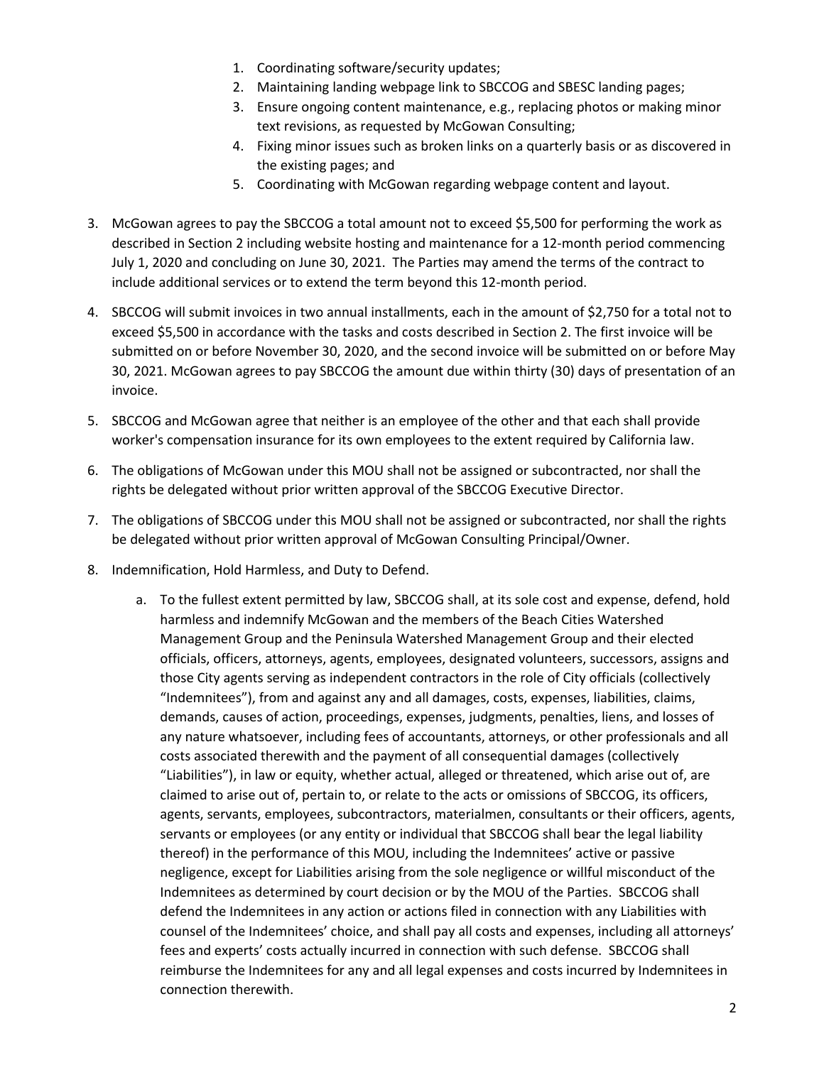1. Coordinating software/security updates;
2. Maintaining landing webpage link to SBCCOG and SBESC landing pages;
3. Ensure ongoing content maintenance, e.g., replacing photos or making minor text revisions, as requested by McGowan Consulting;
4. Fixing minor issues such as broken links on a quarterly basis or as discovered in the existing pages; and
5. Coordinating with McGowan regarding webpage content and layout.

3. McGowan agrees to pay the SBCCOG a total amount not to exceed $5,500 for performing the work as described in Section 2 including website hosting and maintenance for a 12-month period commencing July 1, 2020 and concluding on June 30, 2021. The Parties may amend the terms of the contract to include additional services or to extend the term beyond this 12-month period.

4. SBCCOG will submit invoices in two annual installments, each in the amount of $2,750 for a total not to exceed $5,500 in accordance with the tasks and costs described in Section 2. The first invoice will be submitted on or before November 30, 2020, and the second invoice will be submitted on or before May 30, 2021. McGowan agrees to pay SBCCOG the amount due within thirty (30) days of presentation of an invoice.

5. SBCCOG and McGowan agree that neither is an employee of the other and that each shall provide worker's compensation insurance for its own employees to the extent required by California law.

6. The obligations of McGowan under this MOU shall not be assigned or subcontracted, nor shall the rights be delegated without prior written approval of the SBCCOG Executive Director.

7. The obligations of SBCCOG under this MOU shall not be assigned or subcontracted, nor shall the rights be delegated without prior written approval of McGowan Consulting Principal/Owner.

8. Indemnification, Hold Harmless, and Duty to Defend.

   a. To the fullest extent permitted by law, SBCCOG shall, at its sole cost and expense, defend, hold harmless and indemnify McGowan and the members of the Beach Cities Watershed Management Group and the Peninsula Watershed Management Group and their elected officials, officers, attorneys, agents, employees, designated volunteers, successors, assigns and those City agents serving as independent contractors in the role of City officials (collectively "Indemnitees"), from and against any and all damages, costs, expenses, liabilities, claims, demands, causes of action, proceedings, expenses, judgments, penalties, liens, and losses of any nature whatsoever, including fees of accountants, attorneys, or other professionals and all costs associated therewith and the payment of all consequential damages (collectively "Liabilities"), in law or equity, whether actual, alleged or threatened, which arise out of, are claimed to arise out of, pertain to, or relate to the acts or omissions of SBCCOG, its officers, agents, servants, employees, subcontractors, materialmen, consultants or their officers, agents, servants or employees (or any entity or individual that SBCCOG shall bear the legal liability thereof) in the performance of this MOU, including the Indemnitees' active or passive negligence, except for Liabilities arising from the sole negligence or willful misconduct of the Indemnitees as determined by court decision or by the MOU of the Parties. SBCCOG shall defend the Indemnitees in any action or actions filed in connection with any Liabilities with counsel of the Indemnitees' choice, and shall pay all costs and expenses, including all attorneys' fees and experts' costs actually incurred in connection with such defense. SBCCOG shall reimburse the Indemnitees for any and all legal expenses and costs incurred by Indemnitees in connection therewith.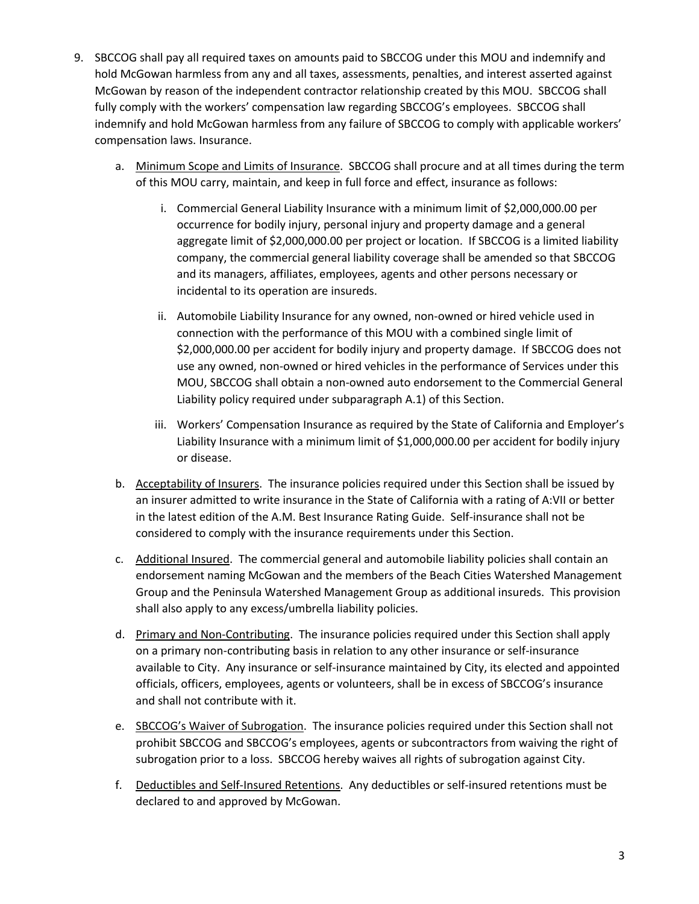9. SBCCOG shall pay all required taxes on amounts paid to SBCCOG under this MOU and indemnify and hold McGowan harmless from any and all taxes, assessments, penalties, and interest asserted against McGowan by reason of the independent contractor relationship created by this MOU. SBCCOG shall fully comply with the workers' compensation law regarding SBCCOG's employees. SBCCOG shall indemnify and hold McGowan harmless from any failure of SBCCOG to comply with applicable workers' compensation laws. Insurance.

   a. <u>Minimum Scope and Limits of Insurance</u>. SBCCOG shall procure and at all times during the term of this MOU carry, maintain, and keep in full force and effect, insurance as follows:

      i. Commercial General Liability Insurance with a minimum limit of $2,000,000.00 per occurrence for bodily injury, personal injury and property damage and a general aggregate limit of $2,000,000.00 per project or location. If SBCCOG is a limited liability company, the commercial general liability coverage shall be amended so that SBCCOG and its managers, affiliates, employees, agents and other persons necessary or incidental to its operation are insureds.

      ii. Automobile Liability Insurance for any owned, non-owned or hired vehicle used in connection with the performance of this MOU with a combined single limit of $2,000,000.00 per accident for bodily injury and property damage. If SBCCOG does not use any owned, non-owned or hired vehicles in the performance of Services under this MOU, SBCCOG shall obtain a non-owned auto endorsement to the Commercial General Liability policy required under subparagraph A.1) of this Section.

      iii. Workers' Compensation Insurance as required by the State of California and Employer's Liability Insurance with a minimum limit of $1,000,000.00 per accident for bodily injury or disease.

   b. <u>Acceptability of Insurers</u>. The insurance policies required under this Section shall be issued by an insurer admitted to write insurance in the State of California with a rating of A:VII or better in the latest edition of the A.M. Best Insurance Rating Guide. Self-insurance shall not be considered to comply with the insurance requirements under this Section.

   c. <u>Additional Insured</u>. The commercial general and automobile liability policies shall contain an endorsement naming McGowan and the members of the Beach Cities Watershed Management Group and the Peninsula Watershed Management Group as additional insureds. This provision shall also apply to any excess/umbrella liability policies.

   d. <u>Primary and Non-Contributing</u>. The insurance policies required under this Section shall apply on a primary non-contributing basis in relation to any other insurance or self-insurance available to City. Any insurance or self-insurance maintained by City, its elected and appointed officials, officers, employees, agents or volunteers, shall be in excess of SBCCOG's insurance and shall not contribute with it.

   e. <u>SBCCOG's Waiver of Subrogation</u>. The insurance policies required under this Section shall not prohibit SBCCOG and SBCCOG's employees, agents or subcontractors from waiving the right of subrogation prior to a loss. SBCCOG hereby waives all rights of subrogation against City.

   f. <u>Deductibles and Self-Insured Retentions</u>. Any deductibles or self-insured retentions must be declared to and approved by McGowan.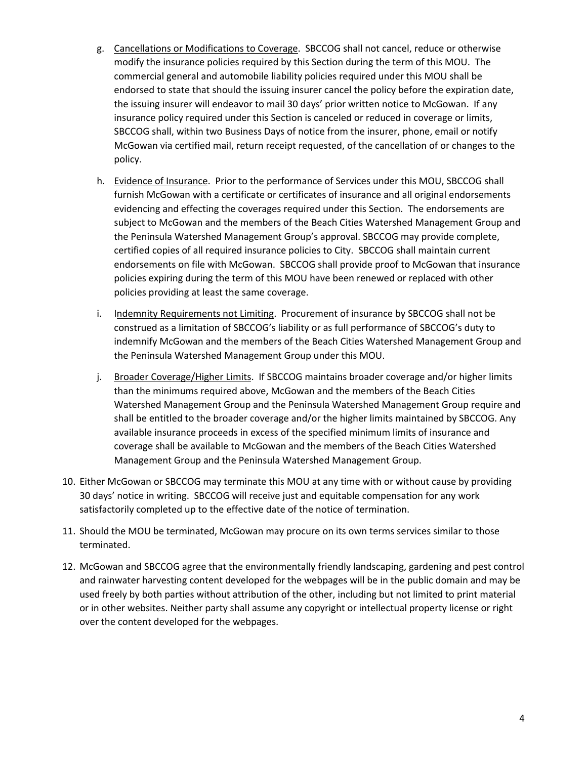g. Cancellations or Modifications to Coverage. SBCCOG shall not cancel, reduce or otherwise modify the insurance policies required by this Section during the term of this MOU. The commercial general and automobile liability policies required under this MOU shall be endorsed to state that should the issuing insurer cancel the policy before the expiration date, the issuing insurer will endeavor to mail 30 days' prior written notice to McGowan. If any insurance policy required under this Section is canceled or reduced in coverage or limits, SBCCOG shall, within two Business Days of notice from the insurer, phone, email or notify McGowan via certified mail, return receipt requested, of the cancellation of or changes to the policy.

h. Evidence of Insurance. Prior to the performance of Services under this MOU, SBCCOG shall furnish McGowan with a certificate or certificates of insurance and all original endorsements evidencing and effecting the coverages required under this Section. The endorsements are subject to McGowan and the members of the Beach Cities Watershed Management Group and the Peninsula Watershed Management Group's approval. SBCCOG may provide complete, certified copies of all required insurance policies to City. SBCCOG shall maintain current endorsements on file with McGowan. SBCCOG shall provide proof to McGowan that insurance policies expiring during the term of this MOU have been renewed or replaced with other policies providing at least the same coverage.

i. Indemnity Requirements not Limiting. Procurement of insurance by SBCCOG shall not be construed as a limitation of SBCCOG's liability or as full performance of SBCCOG's duty to indemnify McGowan and the members of the Beach Cities Watershed Management Group and the Peninsula Watershed Management Group under this MOU.

j. Broader Coverage/Higher Limits. If SBCCOG maintains broader coverage and/or higher limits than the minimums required above, McGowan and the members of the Beach Cities Watershed Management Group and the Peninsula Watershed Management Group require and shall be entitled to the broader coverage and/or the higher limits maintained by SBCCOG. Any available insurance proceeds in excess of the specified minimum limits of insurance and coverage shall be available to McGowan and the members of the Beach Cities Watershed Management Group and the Peninsula Watershed Management Group.

10. Either McGowan or SBCCOG may terminate this MOU at any time with or without cause by providing 30 days' notice in writing. SBCCOG will receive just and equitable compensation for any work satisfactorily completed up to the effective date of the notice of termination.

11. Should the MOU be terminated, McGowan may procure on its own terms services similar to those terminated.

12. McGowan and SBCCOG agree that the environmentally friendly landscaping, gardening and pest control and rainwater harvesting content developed for the webpages will be in the public domain and may be used freely by both parties without attribution of the other, including but not limited to print material or in other websites. Neither party shall assume any copyright or intellectual property license or right over the content developed for the webpages.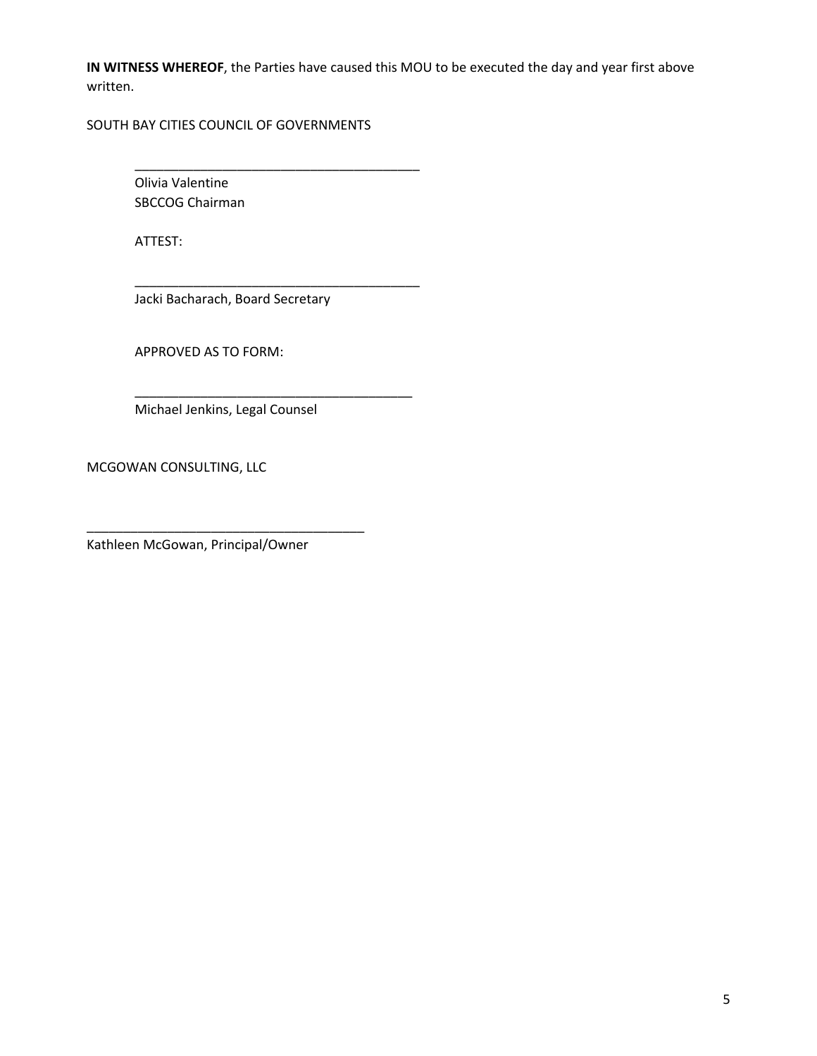**IN WITNESS WHEREOF**, the Parties have caused this MOU to be executed the day and year first above written.

SOUTH BAY CITIES COUNCIL OF GOVERNMENTS

\_\_\_\_\_\_\_\_\_\_\_\_\_\_\_\_\_\_\_\_\_\_\_\_\_\_\_\_\_\_\_\_\_\_\_\_\_\_\_\_

Olivia Valentine
SBCCOG Chairman

ATTEST:

\_\_\_\_\_\_\_\_\_\_\_\_\_\_\_\_\_\_\_\_\_\_\_\_\_\_\_\_\_\_\_\_\_\_\_\_\_\_\_\_

Jacki Bacharach, Board Secretary

APPROVED AS TO FORM:

\_\_\_\_\_\_\_\_\_\_\_\_\_\_\_\_\_\_\_\_\_\_\_\_\_\_\_\_\_\_\_\_\_\_\_\_\_\_\_

Michael Jenkins, Legal Counsel

MCGOWAN CONSULTING, LLC

\_\_\_\_\_\_\_\_\_\_\_\_\_\_\_\_\_\_\_\_\_\_\_\_\_\_\_\_\_\_\_\_\_\_\_\_\_\_\_

Kathleen McGowan, Principal/Owner